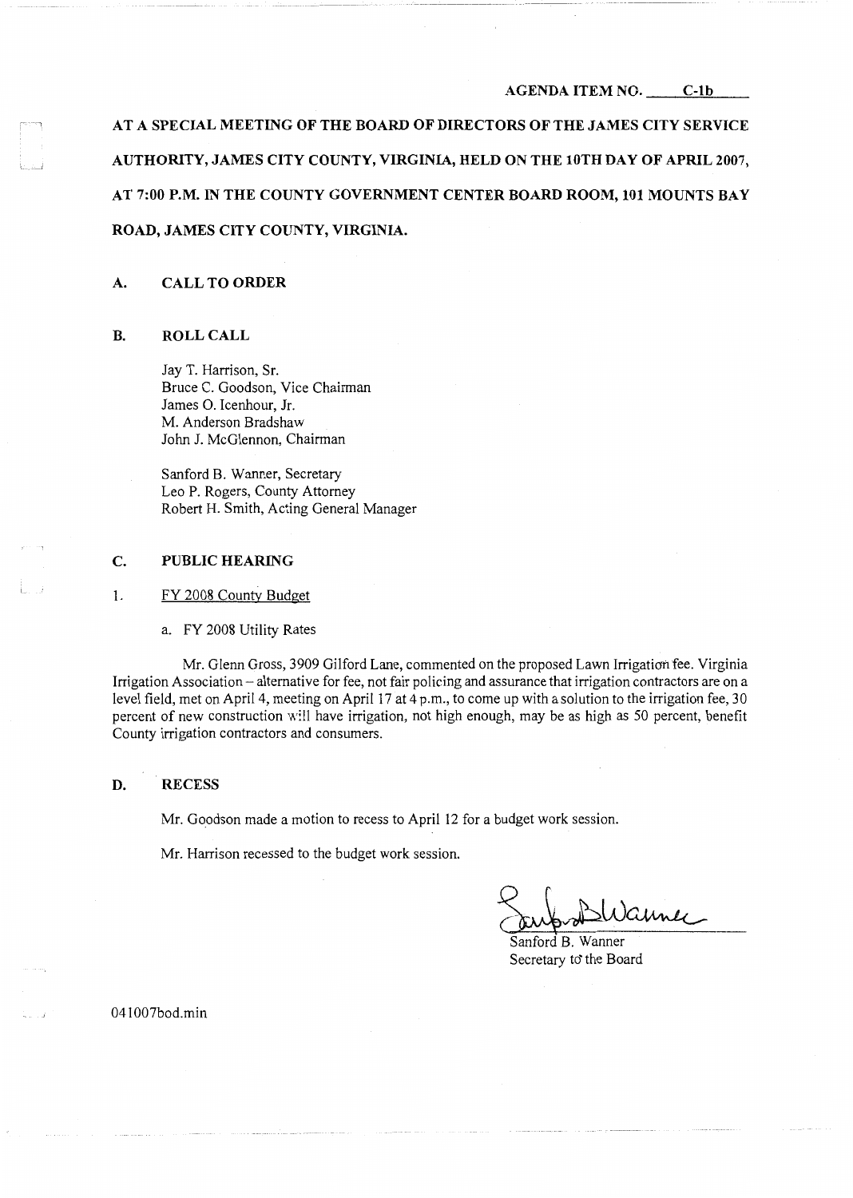AGENDA ITEM NO. C-1b

**AT A SPECIAL MEETING OF THE BOARD OF DIRECTORS OF THE JAMES CITY SERVICE AUTHORITY, JAMES CITY COUNTY, VIRGINIA, HELD ON THE 10TH DAY OF APRIL 2007, AT 7:00 P.M. IN THE COUNTY GOVERNMENT CENTER BOARD ROOM, 101 MOUNTS BAY ROAD, JAMES CITY COUNTY, VIRGINIA.**

## A. CALL TO ORDER

## B. ROLL CALL

Jay T. Harrison, Sr.
Bruce C. Goodson, Vice Chairman
James O. Icenhour, Jr.
M. Anderson Bradshaw
John J. McGlennon, Chairman

Sanford B. Wanner, Secretary
Leo P. Rogers, County Attorney
Robert H. Smith, Acting General Manager

## C. PUBLIC HEARING

1. FY 2008 County Budget

   a. FY 2008 Utility Rates

Mr. Glenn Gross, 3909 Gilford Lane, commented on the proposed Lawn Irrigation fee. Virginia Irrigation Association – alternative for fee, not fair policing and assurance that irrigation contractors are on a level field, met on April 4, meeting on April 17 at 4 p.m., to come up with a solution to the irrigation fee, 30 percent of new construction will have irrigation, not high enough, may be as high as 50 percent, benefit County irrigation contractors and consumers.

## D. RECESS

Mr. Goodson made a motion to recess to April 12 for a budget work session.

Mr. Harrison recessed to the budget work session.

Sanford B. Wanner
Secretary to the Board

041007bod.min